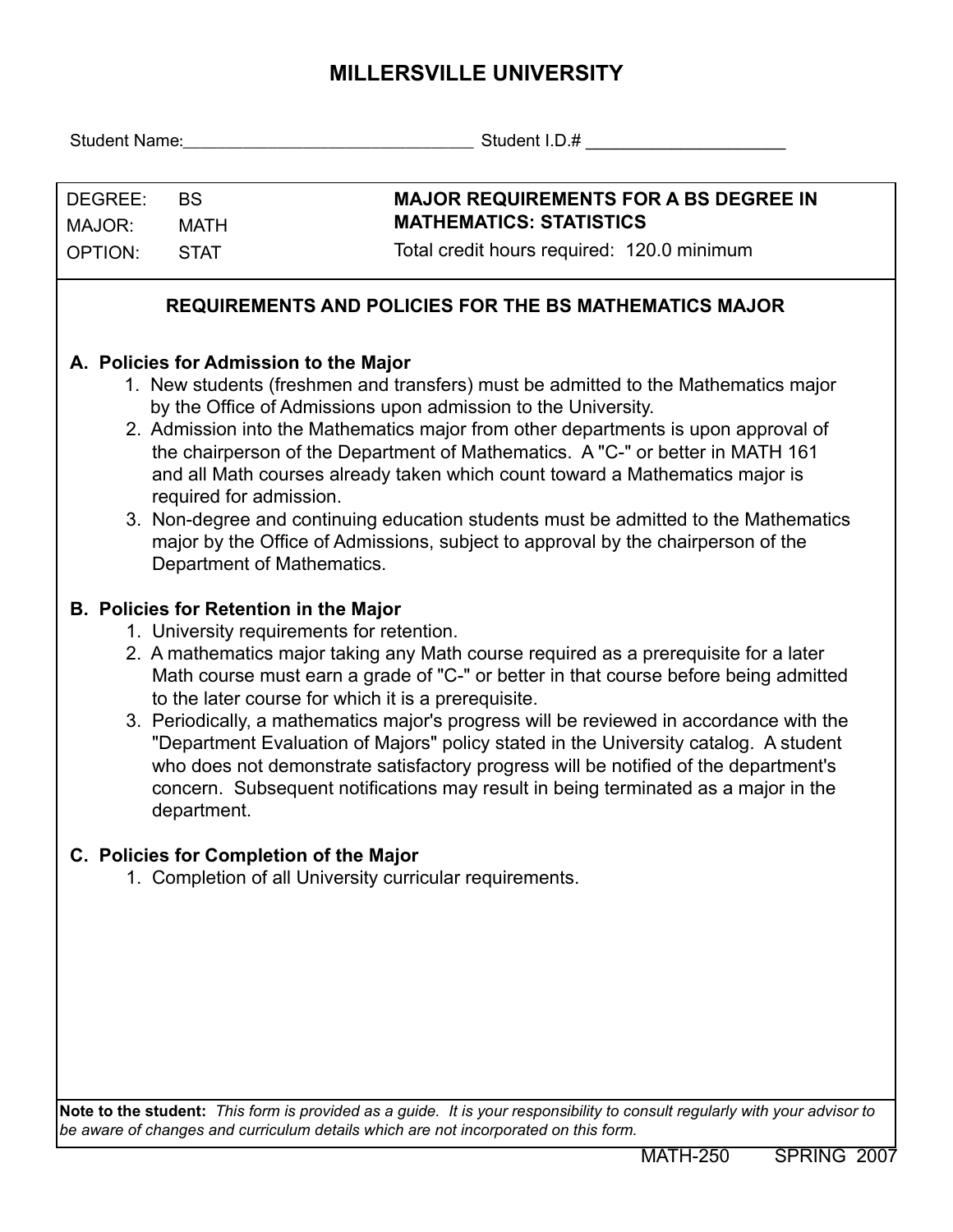# MILLERSVILLE UNIVERSITY

Student Name:_______________________________ Student I.D.# _____________________

| DEGREE: BS<br>MAJOR: MATH<br>OPTION: STAT | **MAJOR REQUIREMENTS FOR A BS DEGREE IN MATHEMATICS: STATISTICS**<br>Total credit hours required: 120.0 minimum |
|---|---|

## REQUIREMENTS AND POLICIES FOR THE BS MATHEMATICS MAJOR

### A. Policies for Admission to the Major

1. New students (freshmen and transfers) must be admitted to the Mathematics major by the Office of Admissions upon admission to the University.
2. Admission into the Mathematics major from other departments is upon approval of the chairperson of the Department of Mathematics. A "C-" or better in MATH 161 and all Math courses already taken which count toward a Mathematics major is required for admission.
3. Non-degree and continuing education students must be admitted to the Mathematics major by the Office of Admissions, subject to approval by the chairperson of the Department of Mathematics.

### B. Policies for Retention in the Major

1. University requirements for retention.
2. A mathematics major taking any Math course required as a prerequisite for a later Math course must earn a grade of "C-" or better in that course before being admitted to the later course for which it is a prerequisite.
3. Periodically, a mathematics major's progress will be reviewed in accordance with the "Department Evaluation of Majors" policy stated in the University catalog. A student who does not demonstrate satisfactory progress will be notified of the department's concern. Subsequent notifications may result in being terminated as a major in the department.

### C. Policies for Completion of the Major

1. Completion of all University curricular requirements.

**Note to the student:** *This form is provided as a guide. It is your responsibility to consult regularly with your advisor to be aware of changes and curriculum details which are not incorporated on this form.*

MATH-250 SPRING 2007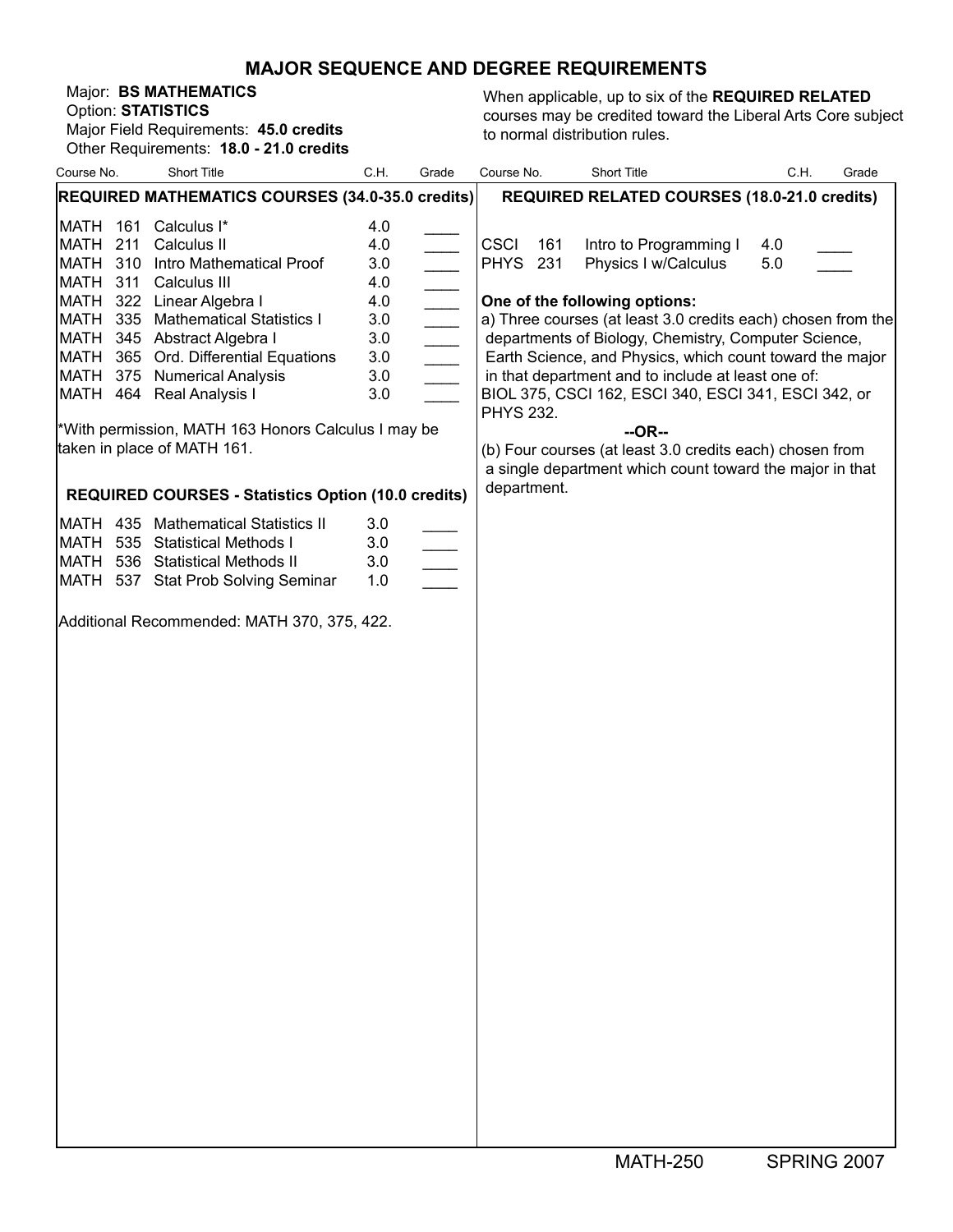# MAJOR SEQUENCE AND DEGREE REQUIREMENTS

Major: **BS MATHEMATICS**
Option: **STATISTICS**
Major Field Requirements: **45.0 credits**
Other Requirements: **18.0 - 21.0 credits**

When applicable, up to six of the **REQUIRED RELATED** courses may be credited toward the Liberal Arts Core subject to normal distribution rules.

## REQUIRED MATHEMATICS COURSES (34.0-35.0 credits)

| Course No. | Short Title | C.H. | Grade |
|---|---|---|---|
| MATH 161 | Calculus I* | 4.0 | ____ |
| MATH 211 | Calculus II | 4.0 | ____ |
| MATH 310 | Intro Mathematical Proof | 3.0 | ____ |
| MATH 311 | Calculus III | 4.0 | ____ |
| MATH 322 | Linear Algebra I | 4.0 | ____ |
| MATH 335 | Mathematical Statistics I | 3.0 | ____ |
| MATH 345 | Abstract Algebra I | 3.0 | ____ |
| MATH 365 | Ord. Differential Equations | 3.0 | ____ |
| MATH 375 | Numerical Analysis | 3.0 | ____ |
| MATH 464 | Real Analysis I | 3.0 | ____ |

*With permission, MATH 163 Honors Calculus I may be taken in place of MATH 161.

## REQUIRED COURSES - Statistics Option (10.0 credits)

| Course No. | Short Title | C.H. | Grade |
|---|---|---|---|
| MATH 435 | Mathematical Statistics II | 3.0 | ____ |
| MATH 535 | Statistical Methods I | 3.0 | ____ |
| MATH 536 | Statistical Methods II | 3.0 | ____ |
| MATH 537 | Stat Prob Solving Seminar | 1.0 | ____ |

Additional Recommended: MATH 370, 375, 422.

## REQUIRED RELATED COURSES (18.0-21.0 credits)

| Course No. | Short Title | C.H. | Grade |
|---|---|---|---|
| CSCI 161 | Intro to Programming I | 4.0 | ____ |
| PHYS 231 | Physics I w/Calculus | 5.0 | ____ |

**One of the following options:**

a) Three courses (at least 3.0 credits each) chosen from the departments of Biology, Chemistry, Computer Science, Earth Science, and Physics, which count toward the major in that department and to include at least one of: BIOL 375, CSCI 162, ESCI 340, ESCI 341, ESCI 342, or PHYS 232.

**--OR--**

(b) Four courses (at least 3.0 credits each) chosen from a single department which count toward the major in that department.

MATH-250 SPRING 2007